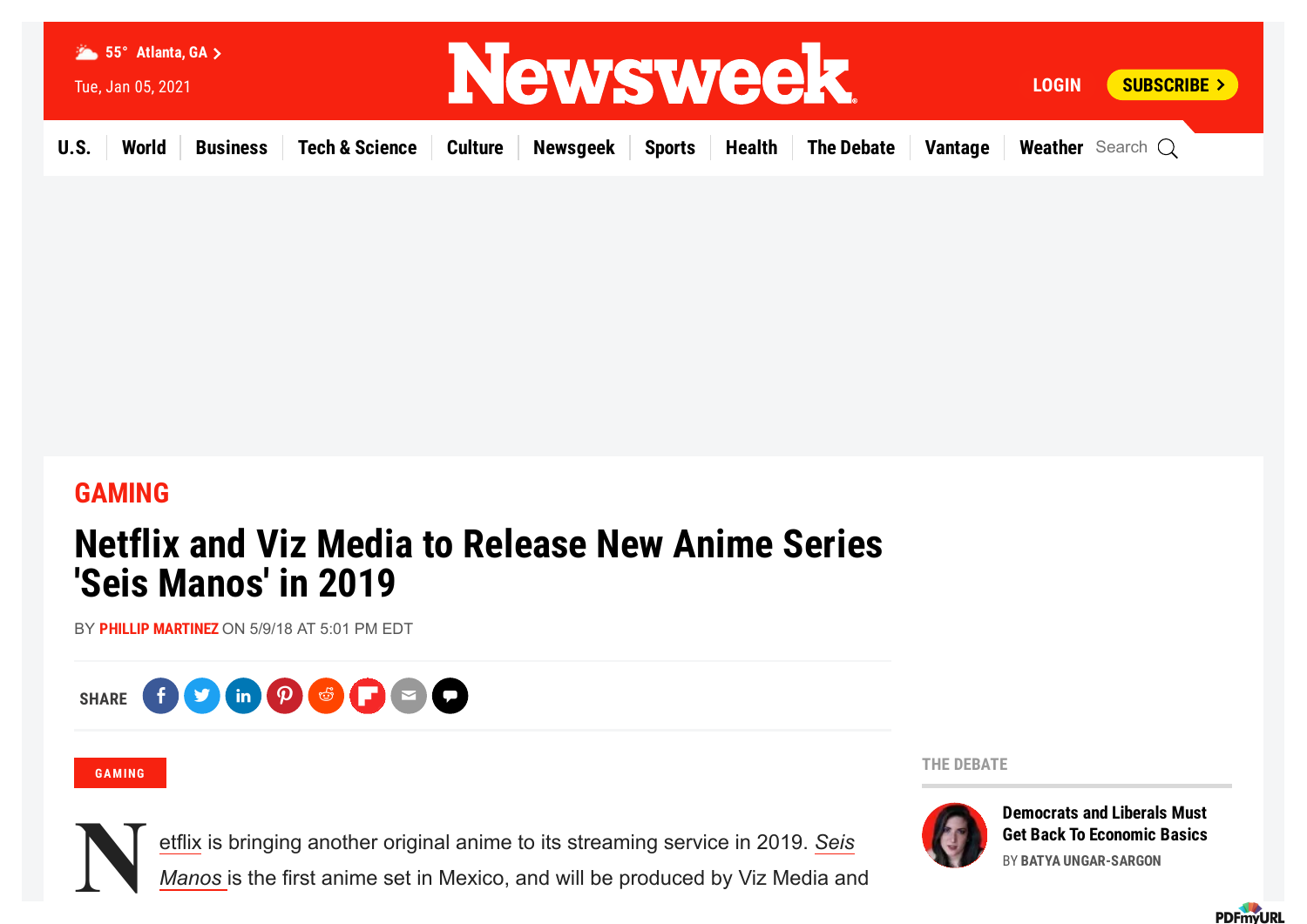GAMING

# Netflix and Viz Media to Release New Anime Series 'Seis Manos' in 2019

BY PHILLIP MARTINEZ ON 5/9/18 AT 5:01 PM EDT

SHARE

GAMING

Netflix is bringing another original anime to its streaming service in 2019. *Seis Manos* is the first anime set in Mexico, and will be produced by Viz Media and

THE DEBATE

**Democrats and Liberals Must Get Back To Economic Basics**

BY BATYA UNGAR-SARGON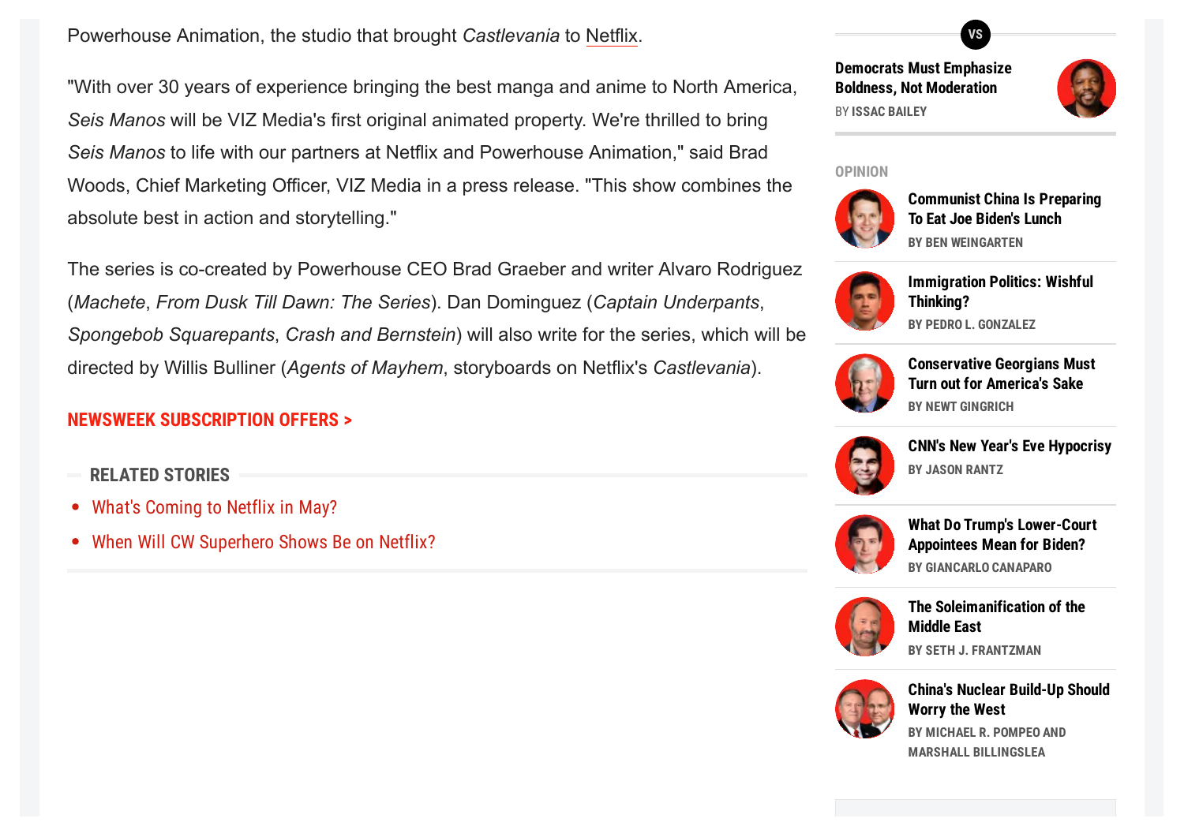Powerhouse Animation, the studio that brought *Castlevania* to Netflix.

"With over 30 years of experience bringing the best manga and anime to North America, *Seis Manos* will be VIZ Media's first original animated property. We're thrilled to bring *Seis Manos* to life with our partners at Netflix and Powerhouse Animation," said Brad Woods, Chief Marketing Officer, VIZ Media in a press release. "This show combines the absolute best in action and storytelling."

The series is co-created by Powerhouse CEO Brad Graeber and writer Alvaro Rodriguez (*Machete*, *From Dusk Till Dawn: The Series*). Dan Dominguez (*Captain Underpants*, *Spongebob Squarepants*, *Crash and Bernstein*) will also write for the series, which will be directed by Willis Bulliner (*Agents of Mayhem*, storyboards on Netflix's *Castlevania*).

**NEWSWEEK SUBSCRIPTION OFFERS >**

**RELATED STORIES**

- What's Coming to Netflix in May?
- When Will CW Superhero Shows Be on Netflix?

VS

**Democrats Must Emphasize Boldness, Not Moderation**
BY ISSAC BAILEY

OPINION

**Communist China Is Preparing To Eat Joe Biden's Lunch**
BY BEN WEINGARTEN

**Immigration Politics: Wishful Thinking?**
BY PEDRO L. GONZALEZ

**Conservative Georgians Must Turn out for America's Sake**
BY NEWT GINGRICH

**CNN's New Year's Eve Hypocrisy**
BY JASON RANTZ

**What Do Trump's Lower-Court Appointees Mean for Biden?**
BY GIANCARLO CANAPARO

**The Soleimanification of the Middle East**
BY SETH J. FRANTZMAN

**China's Nuclear Build-Up Should Worry the West**
BY MICHAEL R. POMPEO AND MARSHALL BILLINGSLEA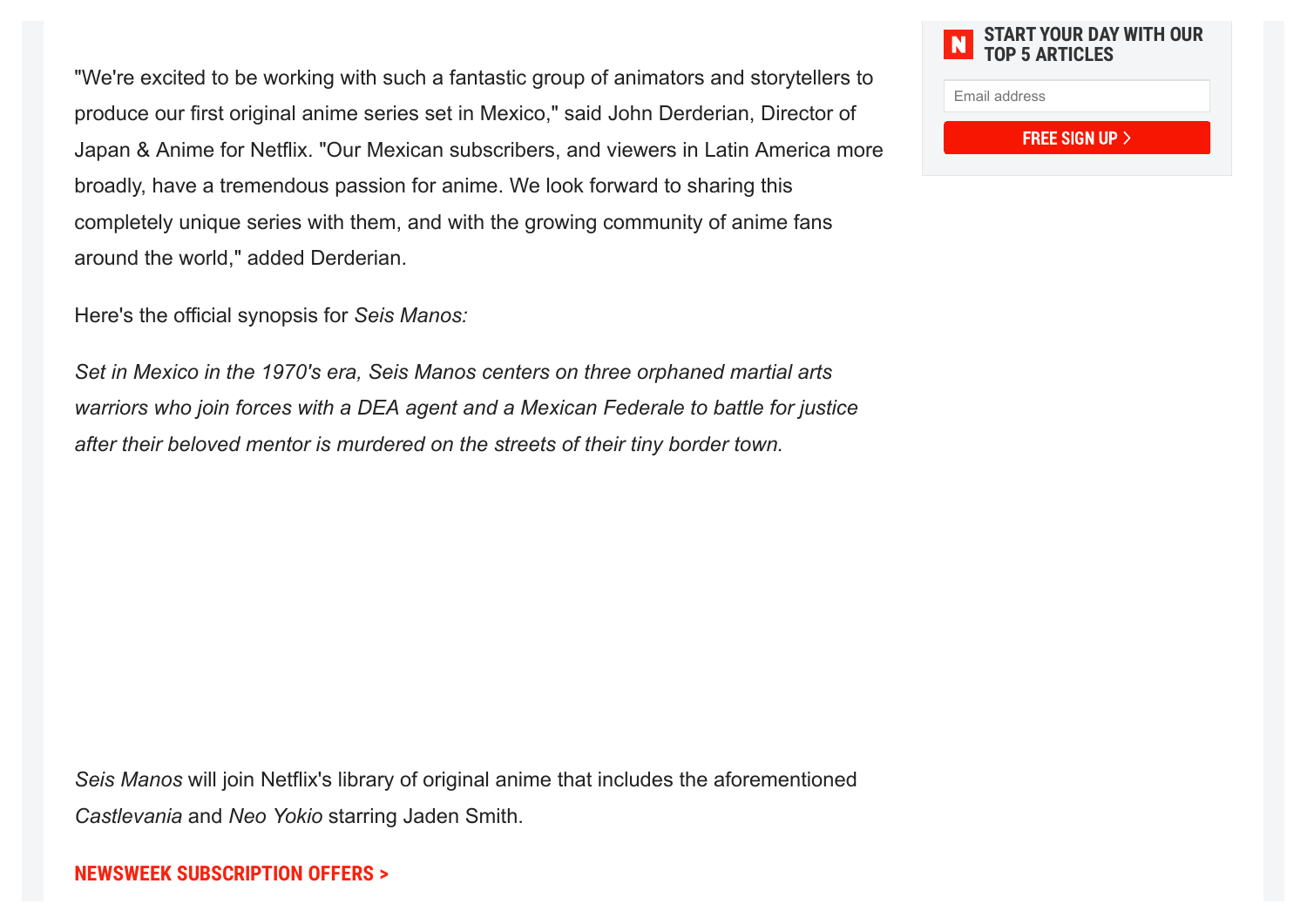"We're excited to be working with such a fantastic group of animators and storytellers to produce our first original anime series set in Mexico," said John Derderian, Director of Japan & Anime for Netflix. "Our Mexican subscribers, and viewers in Latin America more broadly, have a tremendous passion for anime. We look forward to sharing this completely unique series with them, and with the growing community of anime fans around the world," added Derderian.

Here's the official synopsis for *Seis Manos:*

*Set in Mexico in the 1970's era, Seis Manos centers on three orphaned martial arts warriors who join forces with a DEA agent and a Mexican Federale to battle for justice after their beloved mentor is murdered on the streets of their tiny border town.*

*Seis Manos* will join Netflix's library of original anime that includes the aforementioned *Castlevania* and *Neo Yokio* starring Jaden Smith.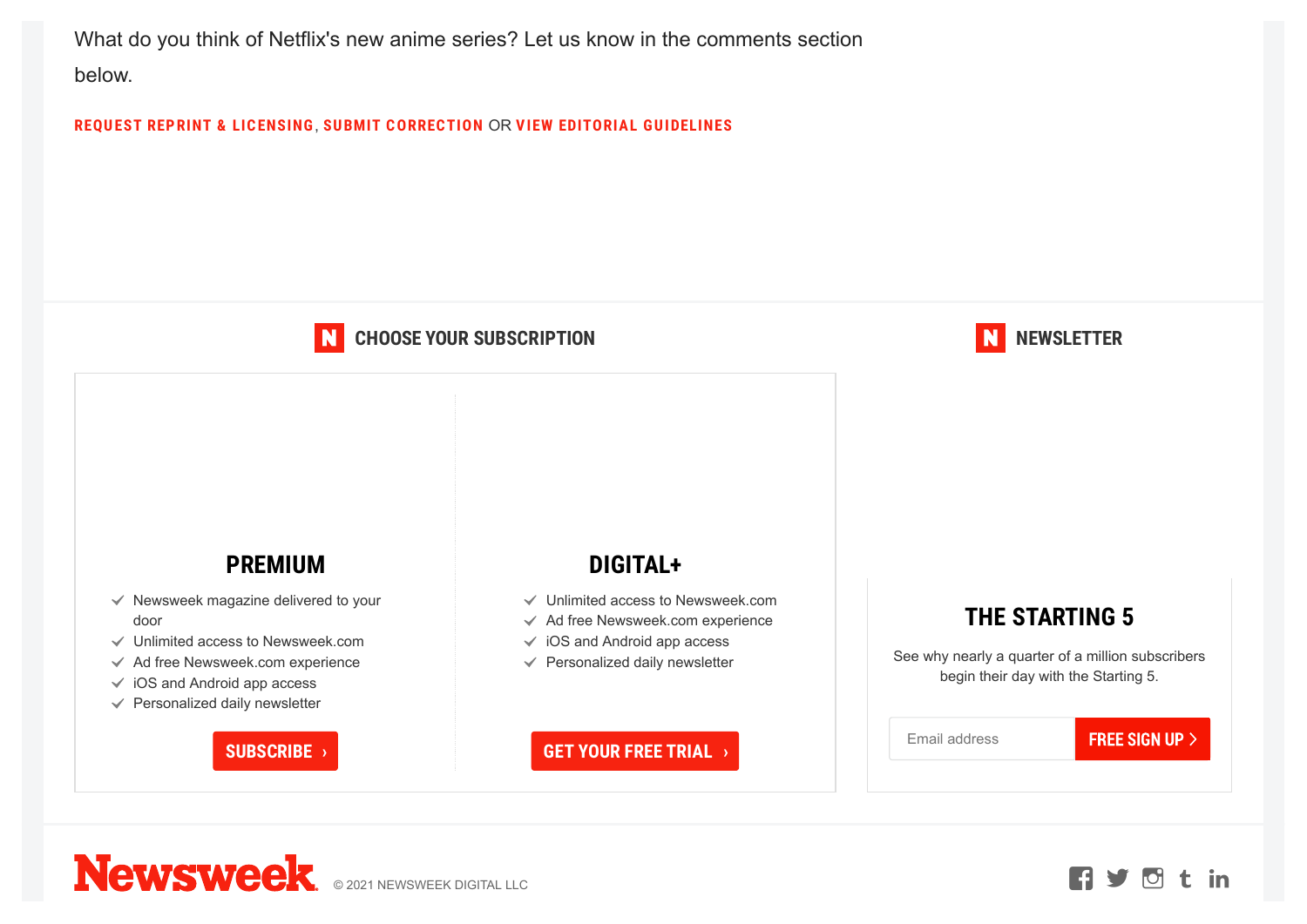What do you think of Netflix's new anime series? Let us know in the comments section below.

REQUEST REPRINT & LICENSING, SUBMIT CORRECTION OR VIEW EDITORIAL GUIDELINES

## CHOOSE YOUR SUBSCRIPTION

### PREMIUM

- Newsweek magazine delivered to your door
- Unlimited access to Newsweek.com
- Ad free Newsweek.com experience
- iOS and Android app access
- Personalized daily newsletter

SUBSCRIBE ›

### DIGITAL+

- Unlimited access to Newsweek.com
- Ad free Newsweek.com experience
- iOS and Android app access
- Personalized daily newsletter

GET YOUR FREE TRIAL ›

## NEWSLETTER

### THE STARTING 5

See why nearly a quarter of a million subscribers begin their day with the Starting 5.

Email address

FREE SIGN UP ›

Newsweek © 2021 NEWSWEEK DIGITAL LLC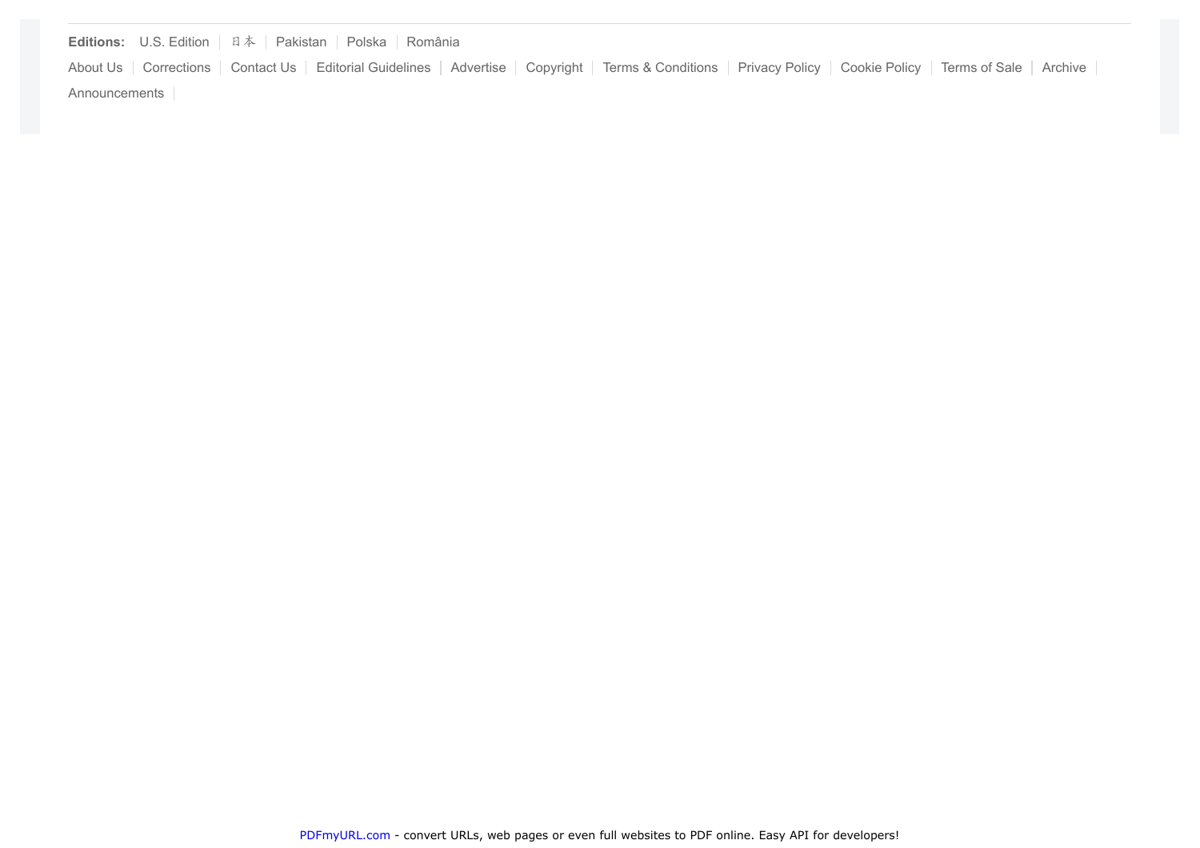**Editions:** U.S. Edition | 日本 | Pakistan | Polska | România

About Us | Corrections | Contact Us | Editorial Guidelines | Advertise | Copyright | Terms & Conditions | Privacy Policy | Cookie Policy | Terms of Sale | Archive | Announcements